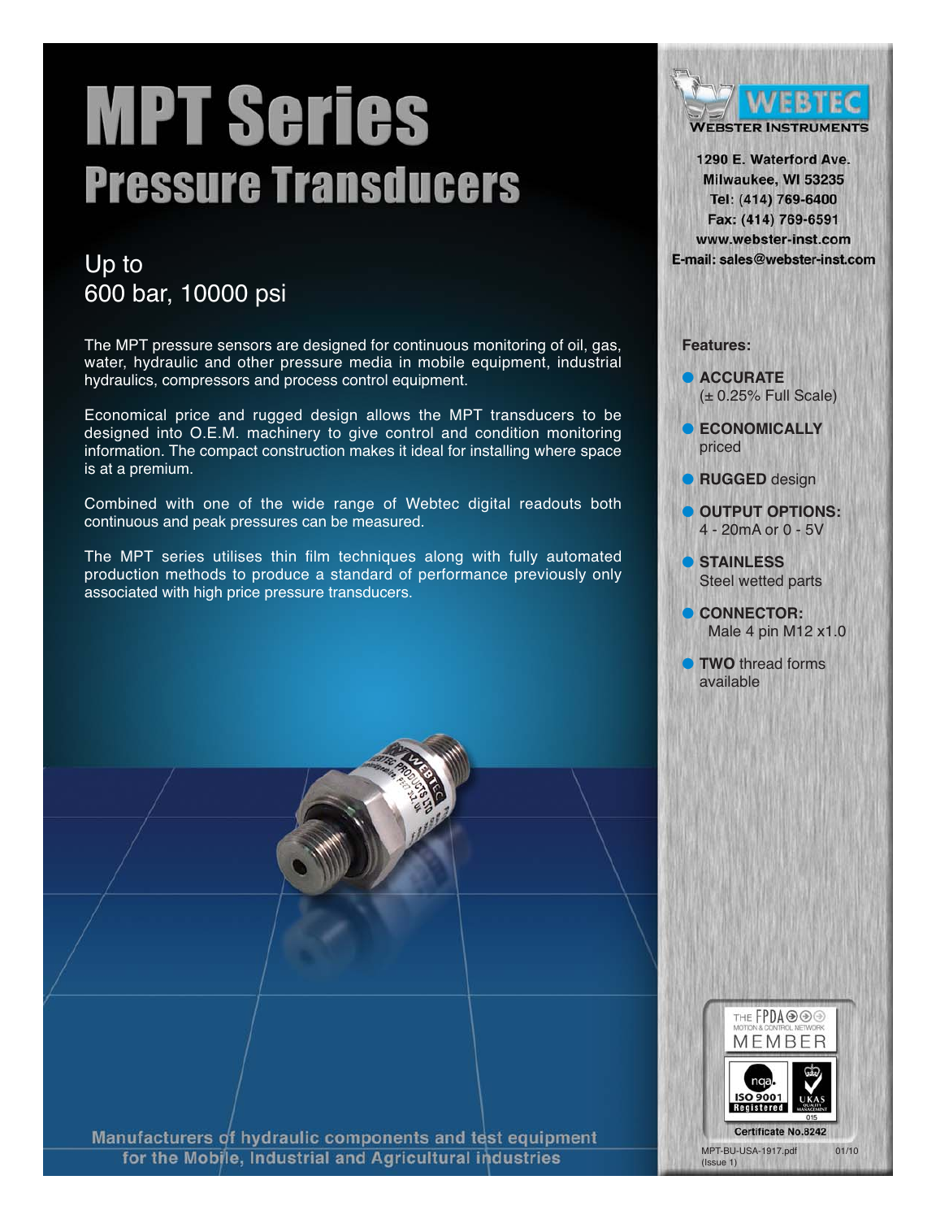# MPT Series

## Pressure Transducers

Up to
600 bar, 10000 psi

The MPT pressure sensors are designed for continuous monitoring of oil, gas, water, hydraulic and other pressure media in mobile equipment, industrial hydraulics, compressors and process control equipment.

Economical price and rugged design allows the MPT transducers to be designed into O.E.M. machinery to give control and condition monitoring information. The compact construction makes it ideal for installing where space is at a premium.

Combined with one of the wide range of Webtec digital readouts both continuous and peak pressures can be measured.

The MPT series utilises thin film techniques along with fully automated production methods to produce a standard of performance previously only associated with high price pressure transducers.

**WEBTEC**
WEBSTER INSTRUMENTS

1290 E. Waterford Ave.
Milwaukee, WI 53235
Tel: (414) 769-6400
Fax: (414) 769-6591
www.webster-inst.com
E-mail: sales@webster-inst.com

**Features:**

- **ACCURATE** (± 0.25% Full Scale)
- **ECONOMICALLY** priced
- **RUGGED** design
- **OUTPUT OPTIONS:** 4 - 20mA or 0 - 5V
- **STAINLESS** Steel wetted parts
- **CONNECTOR:** Male 4 pin M12 x1.0
- **TWO** thread forms available

THE FPDA MOTION & CONTROL NETWORK MEMBER

ISO 9001 Registered

Certificate No.8242

Manufacturers of hydraulic components and test equipment for the Mobile, Industrial and Agricultural industries

MPT-BU-USA-1917.pdf (Issue 1) 01/10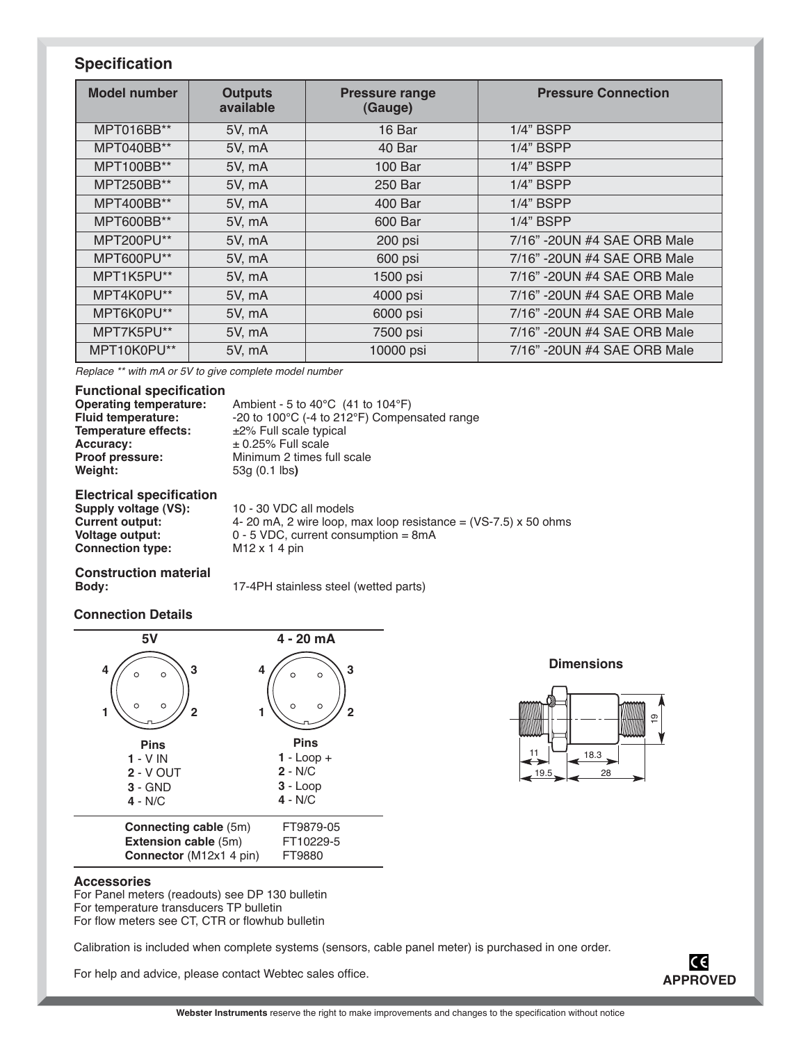## Specification

| Model number | Outputs available | Pressure range (Gauge) | Pressure Connection |
|---|---|---|---|
| MPT016BB** | 5V, mA | 16 Bar | 1/4" BSPP |
| MPT040BB** | 5V, mA | 40 Bar | 1/4" BSPP |
| MPT100BB** | 5V, mA | 100 Bar | 1/4" BSPP |
| MPT250BB** | 5V, mA | 250 Bar | 1/4" BSPP |
| MPT400BB** | 5V, mA | 400 Bar | 1/4" BSPP |
| MPT600BB** | 5V, mA | 600 Bar | 1/4" BSPP |
| MPT200PU** | 5V, mA | 200 psi | 7/16" -20UN #4 SAE ORB Male |
| MPT600PU** | 5V, mA | 600 psi | 7/16" -20UN #4 SAE ORB Male |
| MPT1K5PU** | 5V, mA | 1500 psi | 7/16" -20UN #4 SAE ORB Male |
| MPT4K0PU** | 5V, mA | 4000 psi | 7/16" -20UN #4 SAE ORB Male |
| MPT6K0PU** | 5V, mA | 6000 psi | 7/16" -20UN #4 SAE ORB Male |
| MPT7K5PU** | 5V, mA | 7500 psi | 7/16" -20UN #4 SAE ORB Male |
| MPT10K0PU** | 5V, mA | 10000 psi | 7/16" -20UN #4 SAE ORB Male |

*Replace ** with mA or 5V to give complete model number*

### Functional specification

**Operating temperature:** Ambient - 5 to 40°C (41 to 104°F)
**Fluid temperature:** -20 to 100°C (-4 to 212°F) Compensated range
**Temperature effects:** ±2% Full scale typical
**Accuracy:** ± 0.25% Full scale
**Proof pressure:** Minimum 2 times full scale
**Weight:** 53g (0.1 lbs)

### Electrical specification

**Supply voltage (VS):** 10 - 30 VDC all models
**Current output:** 4- 20 mA, 2 wire loop, max loop resistance = (VS-7.5) x 50 ohms
**Voltage output:** 0 - 5 VDC, current consumption = 8mA
**Connection type:** M12 x 1 4 pin

### Construction material

**Body:** 17-4PH stainless steel (wetted parts)

### Connection Details

**5V**

4 3
1 2

**Pins**
**1** - V IN
**2** - V OUT
**3** - GND
**4** - N/C

**4 - 20 mA**

4 3
1 2

**Pins**
**1** - Loop +
**2** - N/C
**3** - Loop
**4** - N/C

| | |
|---|---|
| **Connecting cable** (5m) | FT9879-05 |
| **Extension cable** (5m) | FT10229-5 |
| **Connector** (M12x1 4 pin) | FT9880 |

### Dimensions

11
18.3
19.5
28
19

### Accessories

For Panel meters (readouts) see DP 130 bulletin
For temperature transducers TP bulletin
For flow meters see CT, CTR or flowhub bulletin

Calibration is included when complete systems (sensors, cable panel meter) is purchased in one order.

For help and advice, please contact Webtec sales office.

CE
**APPROVED**

**Webster Instruments** reserve the right to make improvements and changes to the specification without notice